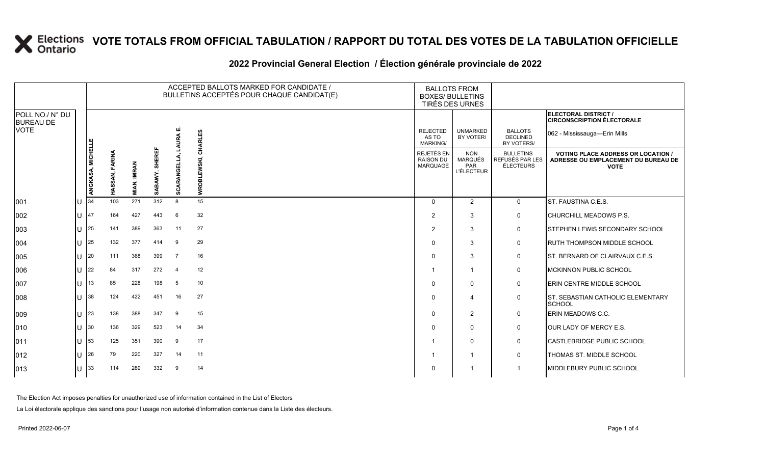# VOTE TOTALS FROM OFFICIAL TABULATION / RAPPORT DU TOTAL DES VOTES DE LA TABULATION OFFICIELLE

## 2022 Provincial General Election / Élection générale provinciale de 2022

ELECTORAL DISTRICT / CIRCONSCRIPTION ÉLECTORALE: 062 - Mississauga—Erin Mills

| POLL NO./ N° DU BUREAU DE VOTE | | ACCEPTED BALLOTS MARKED FOR CANDIDATE / BULLETINS ACCEPTÉS POUR CHAQUE CANDIDAT(E) | | | | | | BALLOTS FROM BOXES/ BULLETINS TIRÉS DES URNES | | | |
|---|---|---|---|---|---|---|---|---|---|---|---|
| | | ANGKASA, MICHELLE | HASSAN, FARINA | MIAN, IMRAN | SABAWY, SHEREF | SCARANGELLA, LAURA E. | WROBLEWSKI, CHARLES | REJECTED AS TO MARKING/ REJETÉS EN RAISON DU MARQUAGE | UNMARKED BY VOTER/ NON MARQUÉS PAR L'ÉLECTEUR | BALLOTS DECLINED BY VOTERS/ BULLETINS REFUSÉS PAR LES ÉLECTEURS | VOTING PLACE ADDRESS OR LOCATION / ADRESSE OU EMPLACEMENT DU BUREAU DE VOTE |
| 001 | U | 34 | 103 | 271 | 312 | 8 | 15 | 0 | 2 | 0 | ST. FAUSTINA C.E.S. |
| 002 | U | 47 | 164 | 427 | 443 | 6 | 32 | 2 | 3 | 0 | CHURCHILL MEADOWS P.S. |
| 003 | U | 25 | 141 | 389 | 363 | 11 | 27 | 2 | 3 | 0 | STEPHEN LEWIS SECONDARY SCHOOL |
| 004 | U | 25 | 132 | 377 | 414 | 9 | 29 | 0 | 3 | 0 | RUTH THOMPSON MIDDLE SCHOOL |
| 005 | U | 20 | 111 | 368 | 399 | 7 | 16 | 0 | 3 | 0 | ST. BERNARD OF CLAIRVAUX C.E.S. |
| 006 | U | 22 | 84 | 317 | 272 | 4 | 12 | 1 | 1 | 0 | MCKINNON PUBLIC SCHOOL |
| 007 | U | 13 | 85 | 228 | 198 | 5 | 10 | 0 | 0 | 0 | ERIN CENTRE MIDDLE SCHOOL |
| 008 | U | 38 | 124 | 422 | 451 | 16 | 27 | 0 | 4 | 0 | ST. SEBASTIAN CATHOLIC ELEMENTARY SCHOOL |
| 009 | U | 23 | 138 | 388 | 347 | 9 | 15 | 0 | 2 | 0 | ERIN MEADOWS C.C. |
| 010 | U | 30 | 136 | 329 | 523 | 14 | 34 | 0 | 0 | 0 | OUR LADY OF MERCY E.S. |
| 011 | U | 53 | 125 | 351 | 390 | 9 | 17 | 1 | 0 | 0 | CASTLEBRIDGE PUBLIC SCHOOL |
| 012 | U | 26 | 79 | 220 | 327 | 14 | 11 | 1 | 1 | 0 | THOMAS ST. MIDDLE SCHOOL |
| 013 | U | 33 | 114 | 289 | 332 | 9 | 14 | 0 | 1 | 1 | MIDDLEBURY PUBLIC SCHOOL |

The Election Act imposes penalties for unauthorized use of information contained in the List of Electors

La Loi électorale applique des sanctions pour l'usage non autorisé d'information contenue dans la Liste des électeurs.

Printed 2022-06-07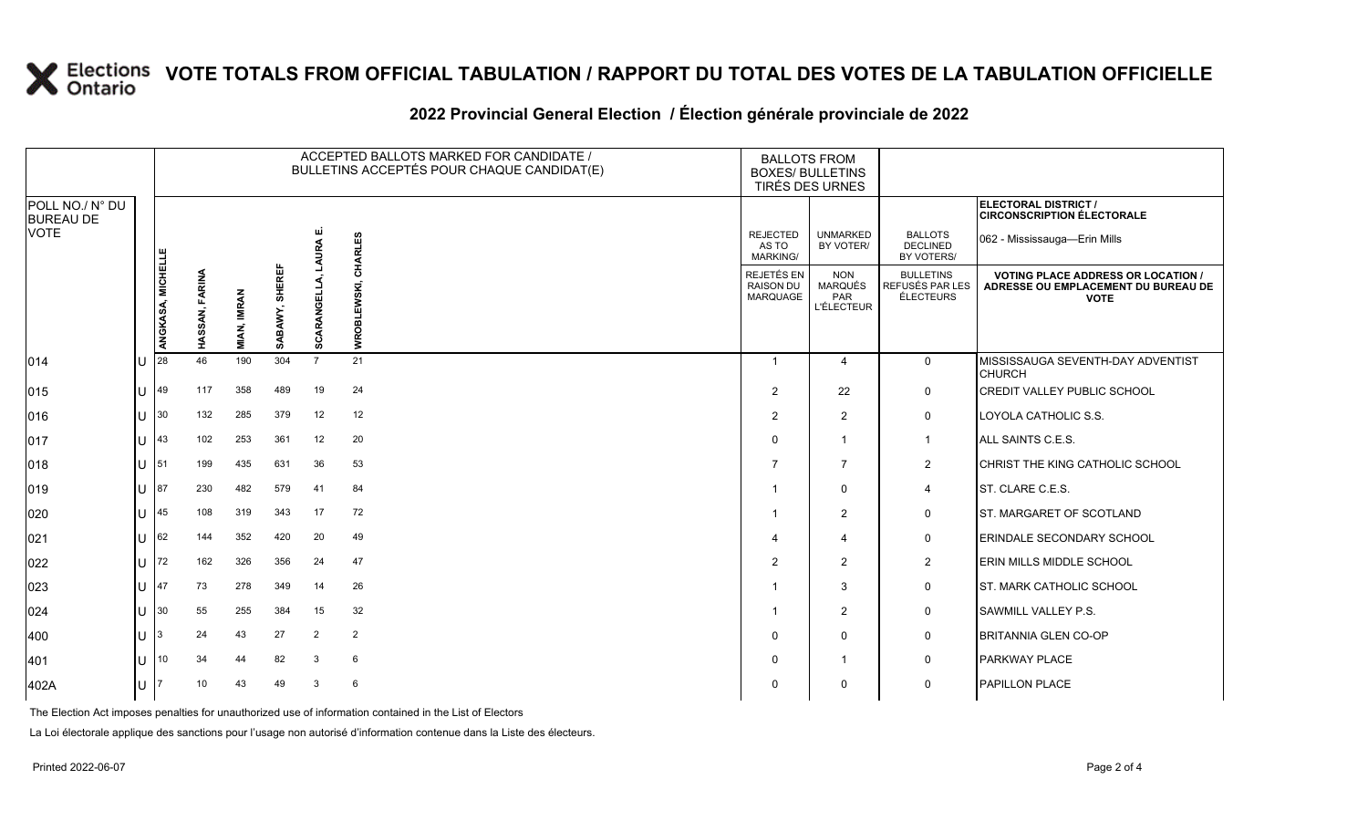# VOTE TOTALS FROM OFFICIAL TABULATION / RAPPORT DU TOTAL DES VOTES DE LA TABULATION OFFICIELLE

## 2022 Provincial General Election / Élection générale provinciale de 2022

ELECTORAL DISTRICT / CIRCONSCRIPTION ÉLECTORALE: 062 - Mississauga—Erin Mills

| POLL NO./ N° DU BUREAU DE VOTE | | ACCEPTED BALLOTS MARKED FOR CANDIDATE / BULLETINS ACCEPTÉS POUR CHAQUE CANDIDAT(E) | | | | | | BALLOTS FROM BOXES/ BULLETINS TIRÉS DES URNES | | | |
|---|---|---|---|---|---|---|---|---|---|---|---|
| | | ANGKASA, MICHELLE | HASSAN, FARINA | MIAN, IMRAN | SABAWY, SHEREF | SCARANGELLA, LAURA E. | WROBLEWSKI, CHARLES | REJECTED AS TO MARKING/ REJETÉS EN RAISON DU MARQUAGE | UNMARKED BY VOTER/ NON MARQUÉS PAR L'ÉLECTEUR | BALLOTS DECLINED BY VOTERS/ BULLETINS REFUSÉS PAR LES ÉLECTEURS | VOTING PLACE ADDRESS OR LOCATION / ADRESSE OU EMPLACEMENT DU BUREAU DE VOTE |
| 014 | U | 28 | 46 | 190 | 304 | 7 | 21 | 1 | 4 | 0 | MISSISSAUGA SEVENTH-DAY ADVENTIST CHURCH |
| 015 | U | 49 | 117 | 358 | 489 | 19 | 24 | 2 | 22 | 0 | CREDIT VALLEY PUBLIC SCHOOL |
| 016 | U | 30 | 132 | 285 | 379 | 12 | 12 | 2 | 2 | 0 | LOYOLA CATHOLIC S.S. |
| 017 | U | 43 | 102 | 253 | 361 | 12 | 20 | 0 | 1 | 1 | ALL SAINTS C.E.S. |
| 018 | U | 51 | 199 | 435 | 631 | 36 | 53 | 7 | 7 | 2 | CHRIST THE KING CATHOLIC SCHOOL |
| 019 | U | 87 | 230 | 482 | 579 | 41 | 84 | 1 | 0 | 4 | ST. CLARE C.E.S. |
| 020 | U | 45 | 108 | 319 | 343 | 17 | 72 | 1 | 2 | 0 | ST. MARGARET OF SCOTLAND |
| 021 | U | 62 | 144 | 352 | 420 | 20 | 49 | 4 | 4 | 0 | ERINDALE SECONDARY SCHOOL |
| 022 | U | 72 | 162 | 326 | 356 | 24 | 47 | 2 | 2 | 2 | ERIN MILLS MIDDLE SCHOOL |
| 023 | U | 47 | 73 | 278 | 349 | 14 | 26 | 1 | 3 | 0 | ST. MARK CATHOLIC SCHOOL |
| 024 | U | 30 | 55 | 255 | 384 | 15 | 32 | 1 | 2 | 0 | SAWMILL VALLEY P.S. |
| 400 | U | 3 | 24 | 43 | 27 | 2 | 2 | 0 | 0 | 0 | BRITANNIA GLEN CO-OP |
| 401 | U | 10 | 34 | 44 | 82 | 3 | 6 | 0 | 1 | 0 | PARKWAY PLACE |
| 402A | U | 7 | 10 | 43 | 49 | 3 | 6 | 0 | 0 | 0 | PAPILLON PLACE |

The Election Act imposes penalties for unauthorized use of information contained in the List of Electors

La Loi électorale applique des sanctions pour l'usage non autorisé d'information contenue dans la Liste des électeurs.

Printed 2022-06-07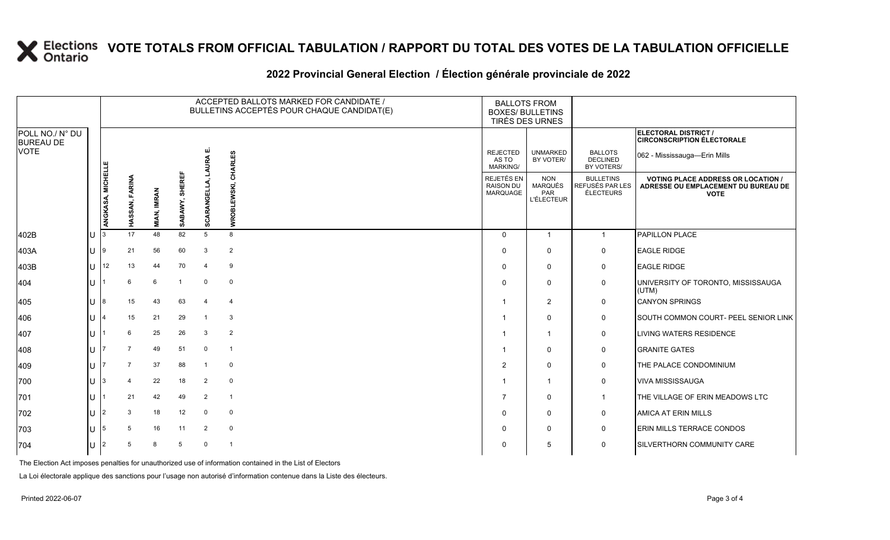# VOTE TOTALS FROM OFFICIAL TABULATION / RAPPORT DU TOTAL DES VOTES DE LA TABULATION OFFICIELLE

## 2022 Provincial General Election / Élection générale provinciale de 2022

| POLL NO./ N° DU BUREAU DE VOTE | | ACCEPTED BALLOTS MARKED FOR CANDIDATE / BULLETINS ACCEPTÉS POUR CHAQUE CANDIDAT(E) | | | | | | BALLOTS FROM BOXES/ BULLETINS TIRÉS DES URNES | | | ELECTORAL DISTRICT / CIRCONSCRIPTION ÉLECTORALE 062 - Mississauga—Erin Mills |
|---|---|---|---|---|---|---|---|---|---|---|---|
| | | ANGKASA, MICHELLE | HASSAN, FARINA | MIAN, IMRAN | SABAWY, SHEREF | SCARANGELLA, LAURA E. | WROBLEWSKI, CHARLES | REJECTED AS TO MARKING/ REJETÉS EN RAISON DU MARQUAGE | UNMARKED BY VOTER/ NON MARQUÉS PAR L'ÉLECTEUR | BALLOTS DECLINED BY VOTERS/ BULLETINS REFUSÉS PAR LES ÉLECTEURS | VOTING PLACE ADDRESS OR LOCATION / ADRESSE OU EMPLACEMENT DU BUREAU DE VOTE |
| 402B | U | 3 | 17 | 48 | 82 | 5 | 8 | 0 | 1 | 1 | PAPILLON PLACE |
| 403A | U | 9 | 21 | 56 | 60 | 3 | 2 | 0 | 0 | 0 | EAGLE RIDGE |
| 403B | U | 12 | 13 | 44 | 70 | 4 | 9 | 0 | 0 | 0 | EAGLE RIDGE |
| 404 | U | 1 | 6 | 6 | 1 | 0 | 0 | 0 | 0 | 0 | UNIVERSITY OF TORONTO, MISSISSAUGA (UTM) |
| 405 | U | 8 | 15 | 43 | 63 | 4 | 4 | 1 | 2 | 0 | CANYON SPRINGS |
| 406 | U | 4 | 15 | 21 | 29 | 1 | 3 | 1 | 0 | 0 | SOUTH COMMON COURT- PEEL SENIOR LINK |
| 407 | U | 1 | 6 | 25 | 26 | 3 | 2 | 1 | 1 | 0 | LIVING WATERS RESIDENCE |
| 408 | U | 7 | 7 | 49 | 51 | 0 | 1 | 1 | 0 | 0 | GRANITE GATES |
| 409 | U | 7 | 7 | 37 | 88 | 1 | 0 | 2 | 0 | 0 | THE PALACE CONDOMINIUM |
| 700 | U | 3 | 4 | 22 | 18 | 2 | 0 | 1 | 1 | 0 | VIVA MISSISSAUGA |
| 701 | U | 1 | 21 | 42 | 49 | 2 | 1 | 7 | 0 | 1 | THE VILLAGE OF ERIN MEADOWS LTC |
| 702 | U | 2 | 3 | 18 | 12 | 0 | 0 | 0 | 0 | 0 | AMICA AT ERIN MILLS |
| 703 | U | 5 | 5 | 16 | 11 | 2 | 0 | 0 | 0 | 0 | ERIN MILLS TERRACE CONDOS |
| 704 | U | 2 | 5 | 8 | 5 | 0 | 1 | 0 | 5 | 0 | SILVERTHORN COMMUNITY CARE |

The Election Act imposes penalties for unauthorized use of information contained in the List of Electors

La Loi électorale applique des sanctions pour l'usage non autorisé d'information contenue dans la Liste des électeurs.

Printed 2022-06-07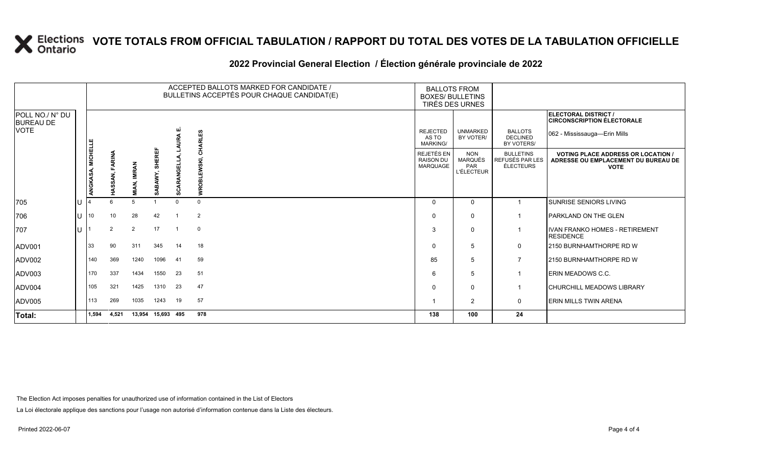# VOTE TOTALS FROM OFFICIAL TABULATION / RAPPORT DU TOTAL DES VOTES DE LA TABULATION OFFICIELLE

## 2022 Provincial General Election / Élection générale provinciale de 2022

ELECTORAL DISTRICT / CIRCONSCRIPTION ÉLECTORALE: 062 - Mississauga—Erin Mills

| POLL NO./ N° DU BUREAU DE VOTE | | ACCEPTED BALLOTS MARKED FOR CANDIDATE / BULLETINS ACCEPTÉS POUR CHAQUE CANDIDAT(E) | | | | | | BALLOTS FROM BOXES/ BULLETINS TIRÉS DES URNES | | | |
|---|---|---|---|---|---|---|---|---|---|---|---|
| | | ANGKASA, MICHELLE | HASSAN, FARINA | MIAN, IMRAN | SABAWY, SHEREF | SCARANGELLA, LAURA E. | WROBLEWSKI, CHARLES | REJECTED AS TO MARKING/ REJETÉS EN RAISON DU MARQUAGE | UNMARKED BY VOTER/ NON MARQUÉS PAR L'ÉLECTEUR | BALLOTS DECLINED BY VOTERS/ BULLETINS REFUSÉS PAR LES ÉLECTEURS | VOTING PLACE ADDRESS OR LOCATION / ADRESSE OU EMPLACEMENT DU BUREAU DE VOTE |
| 705 | U | 4 | 6 | 5 | 1 | 0 | 0 | 0 | 0 | 1 | SUNRISE SENIORS LIVING |
| 706 | U | 10 | 10 | 28 | 42 | 1 | 2 | 0 | 0 | 1 | PARKLAND ON THE GLEN |
| 707 | U | 1 | 2 | 2 | 17 | 1 | 0 | 3 | 0 | 1 | IVAN FRANKO HOMES - RETIREMENT RESIDENCE |
| ADV001 | | 33 | 90 | 311 | 345 | 14 | 18 | 0 | 5 | 0 | 2150 BURNHAMTHORPE RD W |
| ADV002 | | 140 | 369 | 1240 | 1096 | 41 | 59 | 85 | 5 | 7 | 2150 BURNHAMTHORPE RD W |
| ADV003 | | 170 | 337 | 1434 | 1550 | 23 | 51 | 6 | 5 | 1 | ERIN MEADOWS C.C. |
| ADV004 | | 105 | 321 | 1425 | 1310 | 23 | 47 | 0 | 0 | 1 | CHURCHILL MEADOWS LIBRARY |
| ADV005 | | 113 | 269 | 1035 | 1243 | 19 | 57 | 1 | 2 | 0 | ERIN MILLS TWIN ARENA |
| **Total:** | | **1,594** | **4,521** | **13,954** | **15,693** | **495** | **978** | **138** | **100** | **24** | |

The Election Act imposes penalties for unauthorized use of information contained in the List of Electors

La Loi électorale applique des sanctions pour l'usage non autorisé d'information contenue dans la Liste des électeurs.

Printed 2022-06-07